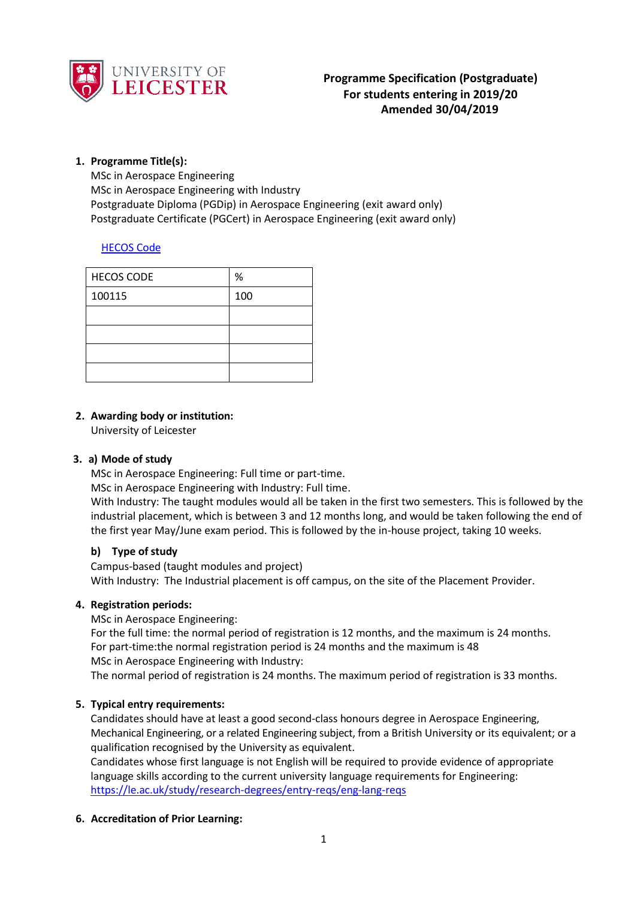**Programme Specification (Postgraduate)**
**For students entering in 2019/20**
**Amended 30/04/2019**

1. **Programme Title(s):**
   MSc in Aerospace Engineering
   MSc in Aerospace Engineering with Industry
   Postgraduate Diploma (PGDip) in Aerospace Engineering (exit award only)
   Postgraduate Certificate (PGCert) in Aerospace Engineering (exit award only)

   [HECOS Code](#)

| HECOS CODE | % |
|---|---|
| 100115 | 100 |
| | |
| | |
| | |
| | |

2. **Awarding body or institution:**
   University of Leicester

3. **a) Mode of study**
   MSc in Aerospace Engineering: Full time or part-time.
   MSc in Aerospace Engineering with Industry: Full time.
   With Industry: The taught modules would all be taken in the first two semesters. This is followed by the industrial placement, which is between 3 and 12 months long, and would be taken following the end of the first year May/June exam period. This is followed by the in-house project, taking 10 weeks.

   **b) Type of study**
   Campus-based (taught modules and project)
   With Industry: The Industrial placement is off campus, on the site of the Placement Provider.

4. **Registration periods:**
   MSc in Aerospace Engineering:
   For the full time: the normal period of registration is 12 months, and the maximum is 24 months.
   For part-time:the normal registration period is 24 months and the maximum is 48
   MSc in Aerospace Engineering with Industry:
   The normal period of registration is 24 months. The maximum period of registration is 33 months.

5. **Typical entry requirements:**
   Candidates should have at least a good second-class honours degree in Aerospace Engineering, Mechanical Engineering, or a related Engineering subject, from a British University or its equivalent; or a qualification recognised by the University as equivalent.
   Candidates whose first language is not English will be required to provide evidence of appropriate language skills according to the current university language requirements for Engineering:
   https://le.ac.uk/study/research-degrees/entry-reqs/eng-lang-reqs

6. **Accreditation of Prior Learning:**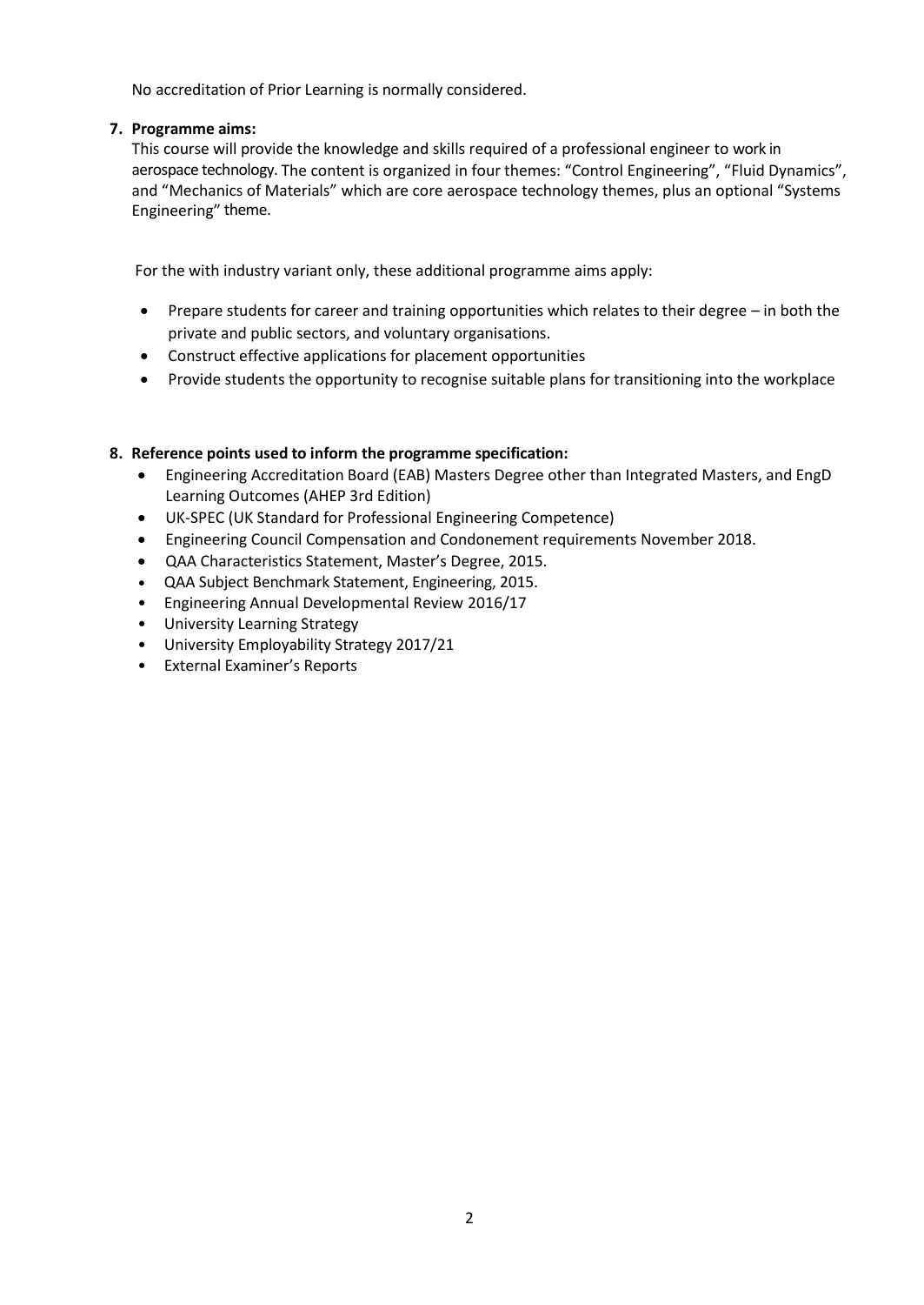No accreditation of Prior Learning is normally considered.

**7. Programme aims:**

This course will provide the knowledge and skills required of a professional engineer to work in aerospace technology. The content is organized in four themes: "Control Engineering", "Fluid Dynamics", and "Mechanics of Materials" which are core aerospace technology themes, plus an optional "Systems Engineering" theme.

For the with industry variant only, these additional programme aims apply:

- Prepare students for career and training opportunities which relates to their degree – in both the private and public sectors, and voluntary organisations.
- Construct effective applications for placement opportunities
- Provide students the opportunity to recognise suitable plans for transitioning into the workplace

**8. Reference points used to inform the programme specification:**

- Engineering Accreditation Board (EAB) Masters Degree other than Integrated Masters, and EngD Learning Outcomes (AHEP 3rd Edition)
- UK-SPEC (UK Standard for Professional Engineering Competence)
- Engineering Council Compensation and Condonement requirements November 2018.
- QAA Characteristics Statement, Master's Degree, 2015.
- QAA Subject Benchmark Statement, Engineering, 2015.
- Engineering Annual Developmental Review 2016/17
- University Learning Strategy
- University Employability Strategy 2017/21
- External Examiner's Reports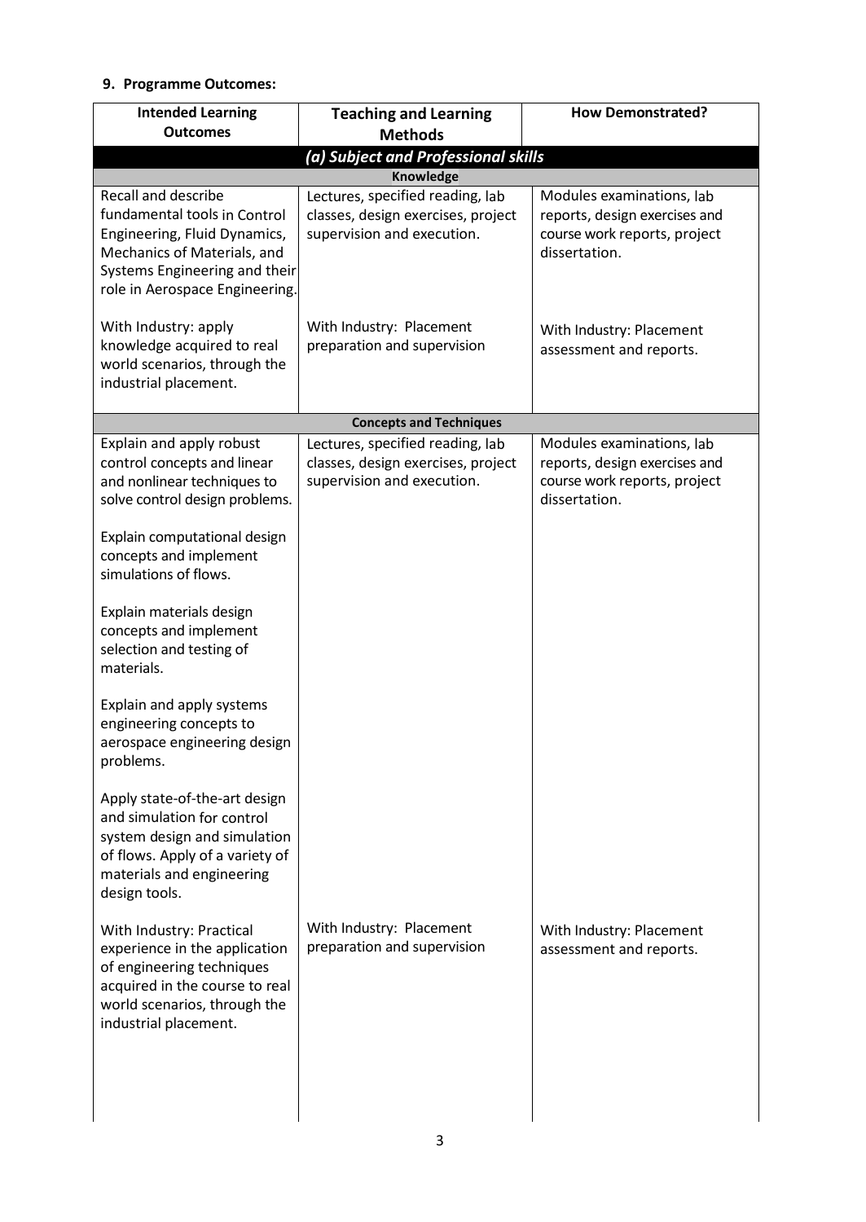### 9. Programme Outcomes:

| Intended Learning Outcomes | Teaching and Learning Methods | How Demonstrated? |
|---|---|---|
| ***(a) Subject and Professional skills*** | | |
| **Knowledge** | | |
| Recall and describe fundamental tools in Control Engineering, Fluid Dynamics, Mechanics of Materials, and Systems Engineering and their role in Aerospace Engineering. | Lectures, specified reading, lab classes, design exercises, project supervision and execution. | Modules examinations, lab reports, design exercises and course work reports, project dissertation. |
| With Industry: apply knowledge acquired to real world scenarios, through the industrial placement. | With Industry: Placement preparation and supervision | With Industry: Placement assessment and reports. |
| **Concepts and Techniques** | | |
| Explain and apply robust control concepts and linear and nonlinear techniques to solve control design problems.<br><br>Explain computational design concepts and implement simulations of flows.<br><br>Explain materials design concepts and implement selection and testing of materials.<br><br>Explain and apply systems engineering concepts to aerospace engineering design problems.<br><br>Apply state-of-the-art design and simulation for control system design and simulation of flows. Apply of a variety of materials and engineering design tools. | Lectures, specified reading, lab classes, design exercises, project supervision and execution. | Modules examinations, lab reports, design exercises and course work reports, project dissertation. |
| With Industry: Practical experience in the application of engineering techniques acquired in the course to real world scenarios, through the industrial placement. | With Industry: Placement preparation and supervision | With Industry: Placement assessment and reports. |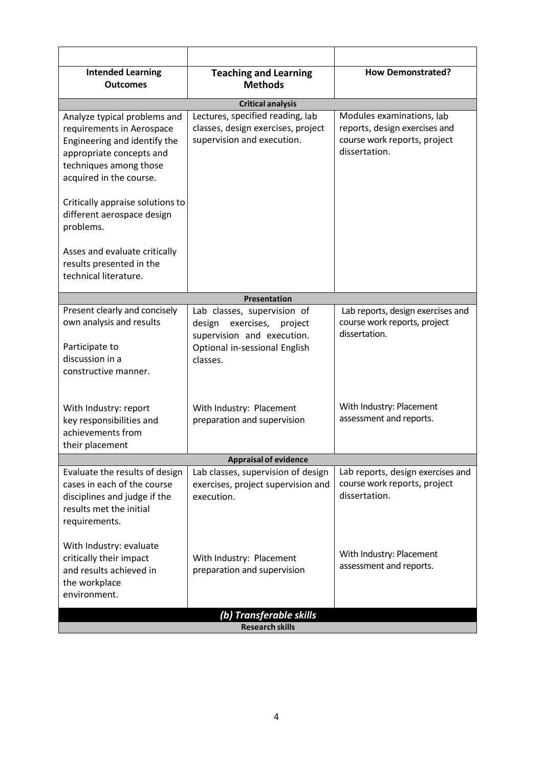| | | |
|---|---|---|
| **Intended Learning Outcomes** | **Teaching and Learning Methods** | **How Demonstrated?** |
| **Critical analysis** | | |
| Analyze typical problems and requirements in Aerospace Engineering and identify the appropriate concepts and techniques among those acquired in the course.<br><br>Critically appraise solutions to different aerospace design problems.<br><br>Asses and evaluate critically results presented in the technical literature. | Lectures, specified reading, lab classes, design exercises, project supervision and execution. | Modules examinations, lab reports, design exercises and course work reports, project dissertation. |
| **Presentation** | | |
| Present clearly and concisely own analysis and results<br><br>Participate to discussion in a constructive manner.<br><br>With Industry: report key responsibilities and achievements from their placement | Lab classes, supervision of design exercises, project supervision and execution. Optional in-sessional English classes.<br><br>With Industry: Placement preparation and supervision | Lab reports, design exercises and course work reports, project dissertation.<br><br>With Industry: Placement assessment and reports. |
| **Appraisal of evidence** | | |
| Evaluate the results of design cases in each of the course disciplines and judge if the results met the initial requirements.<br><br>With Industry: evaluate critically their impact and results achieved in the workplace environment. | Lab classes, supervision of design exercises, project supervision and execution.<br><br>With Industry: Placement preparation and supervision | Lab reports, design exercises and course work reports, project dissertation.<br><br>With Industry: Placement assessment and reports. |
| ***(b) Transferable skills*** | | |
| **Research skills** | | |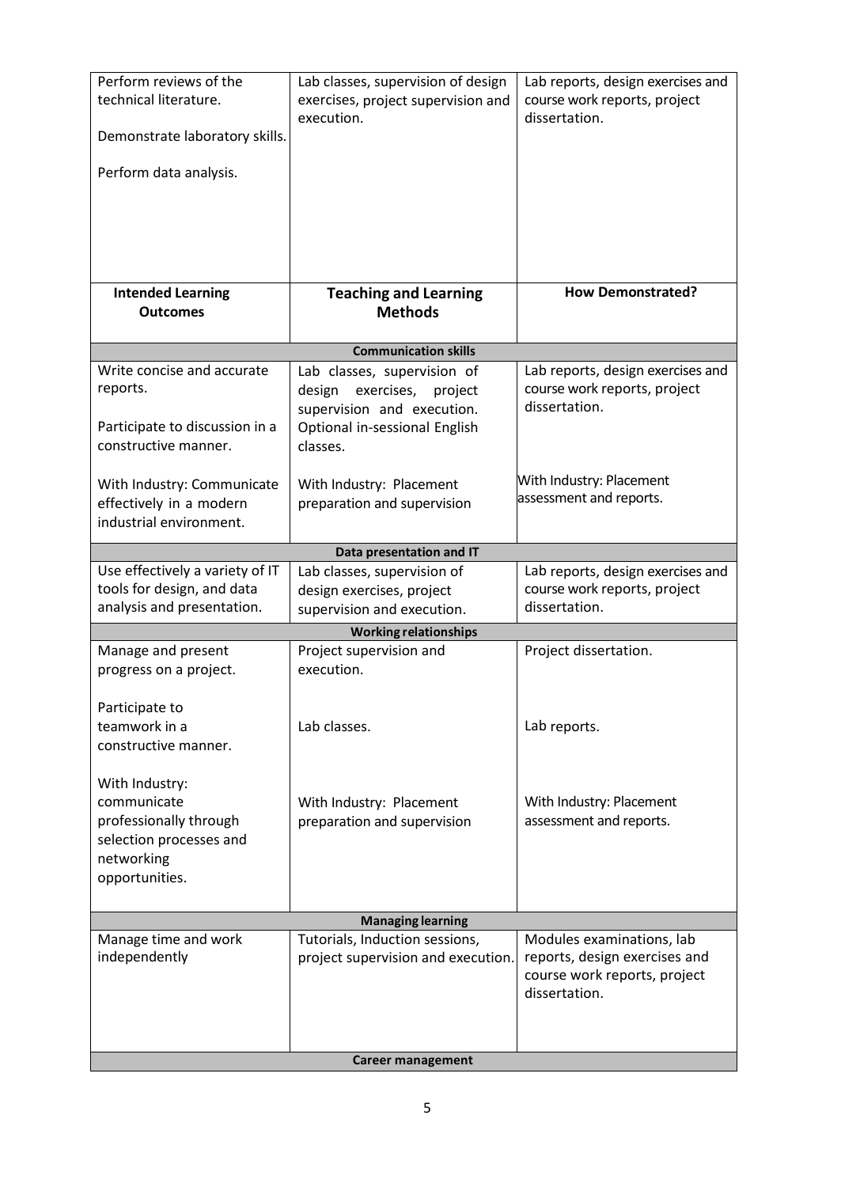| | | |
|---|---|---|
| Perform reviews of the technical literature.<br><br>Demonstrate laboratory skills.<br><br>Perform data analysis. | Lab classes, supervision of design exercises, project supervision and execution. | Lab reports, design exercises and course work reports, project dissertation. |
| **Intended Learning Outcomes** | **Teaching and Learning Methods** | **How Demonstrated?** |
| | **Communication skills** | |
| Write concise and accurate reports.<br><br>Participate to discussion in a constructive manner.<br><br>With Industry: Communicate effectively in a modern industrial environment. | Lab classes, supervision of design exercises, project supervision and execution. Optional in-sessional English classes.<br><br>With Industry: Placement preparation and supervision | Lab reports, design exercises and course work reports, project dissertation.<br><br>With Industry: Placement assessment and reports. |
| | **Data presentation and IT** | |
| Use effectively a variety of IT tools for design, and data analysis and presentation. | Lab classes, supervision of design exercises, project supervision and execution. | Lab reports, design exercises and course work reports, project dissertation. |
| | **Working relationships** | |
| Manage and present progress on a project.<br><br>Participate to teamwork in a constructive manner.<br><br>With Industry: communicate professionally through selection processes and networking opportunities. | Project supervision and execution.<br><br>Lab classes.<br><br>With Industry: Placement preparation and supervision | Project dissertation.<br><br>Lab reports.<br><br>With Industry: Placement assessment and reports. |
| | **Managing learning** | |
| Manage time and work independently | Tutorials, Induction sessions, project supervision and execution. | Modules examinations, lab reports, design exercises and course work reports, project dissertation. |
| | **Career management** | |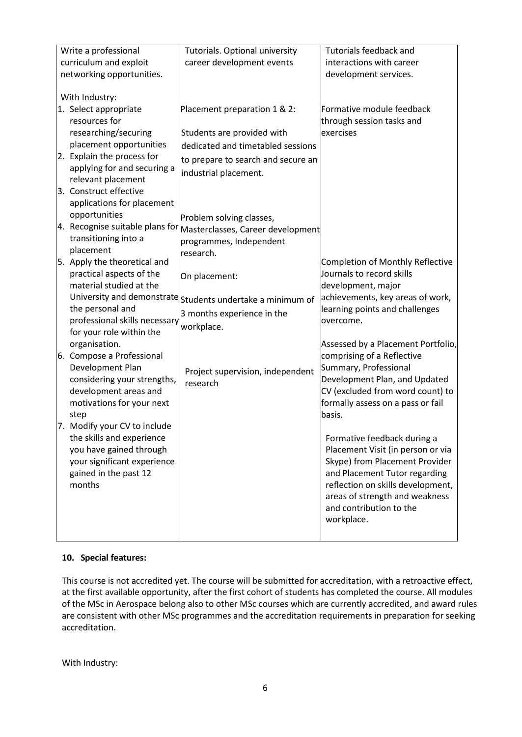| | | |
|---|---|---|
| Write a professional curriculum and exploit networking opportunities. | Tutorials. Optional university career development events | Tutorials feedback and interactions with career development services. |
| With Industry:<br>1. Select appropriate resources for researching/securing placement opportunities<br>2. Explain the process for applying for and securing a relevant placement<br>3. Construct effective applications for placement opportunities<br>4. Recognise suitable plans for transitioning into a placement<br>5. Apply the theoretical and practical aspects of the material studied at the University and demonstrate the personal and professional skills necessary for your role within the organisation.<br>6. Compose a Professional Development Plan considering your strengths, development areas and motivations for your next step<br>7. Modify your CV to include the skills and experience you have gained through your significant experience gained in the past 12 months | Placement preparation 1 & 2:<br><br>Students are provided with dedicated and timetabled sessions to prepare to search and secure an industrial placement.<br><br>Problem solving classes, Masterclasses, Career development programmes, Independent research.<br><br>On placement:<br><br>Students undertake a minimum of 3 months experience in the workplace.<br><br>Project supervision, independent research | Formative module feedback through session tasks and exercises<br><br>Completion of Monthly Reflective Journals to record skills development, major achievements, key areas of work, learning points and challenges overcome.<br><br>Assessed by a Placement Portfolio, comprising of a Reflective Summary, Professional Development Plan, and Updated CV (excluded from word count) to formally assess on a pass or fail basis.<br><br>Formative feedback during a Placement Visit (in person or via Skype) from Placement Provider and Placement Tutor regarding reflection on skills development, areas of strength and weakness and contribution to the workplace. |

### 10. Special features:

This course is not accredited yet. The course will be submitted for accreditation, with a retroactive effect, at the first available opportunity, after the first cohort of students has completed the course. All modules of the MSc in Aerospace belong also to other MSc courses which are currently accredited, and award rules are consistent with other MSc programmes and the accreditation requirements in preparation for seeking accreditation.

With Industry: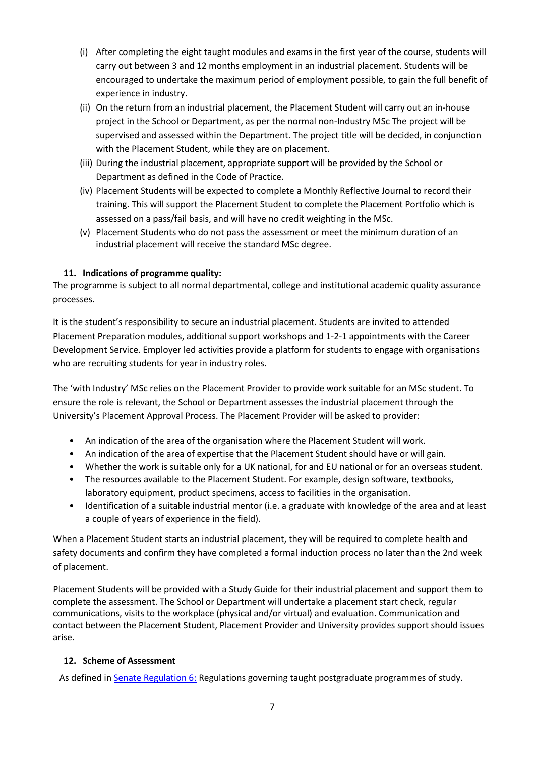(i) After completing the eight taught modules and exams in the first year of the course, students will carry out between 3 and 12 months employment in an industrial placement. Students will be encouraged to undertake the maximum period of employment possible, to gain the full benefit of experience in industry.

(ii) On the return from an industrial placement, the Placement Student will carry out an in-house project in the School or Department, as per the normal non-Industry MSc The project will be supervised and assessed within the Department. The project title will be decided, in conjunction with the Placement Student, while they are on placement.

(iii) During the industrial placement, appropriate support will be provided by the School or Department as defined in the Code of Practice.

(iv) Placement Students will be expected to complete a Monthly Reflective Journal to record their training. This will support the Placement Student to complete the Placement Portfolio which is assessed on a pass/fail basis, and will have no credit weighting in the MSc.

(v) Placement Students who do not pass the assessment or meet the minimum duration of an industrial placement will receive the standard MSc degree.

### 11. Indications of programme quality:

The programme is subject to all normal departmental, college and institutional academic quality assurance processes.

It is the student's responsibility to secure an industrial placement. Students are invited to attended Placement Preparation modules, additional support workshops and 1-2-1 appointments with the Career Development Service. Employer led activities provide a platform for students to engage with organisations who are recruiting students for year in industry roles.

The 'with Industry' MSc relies on the Placement Provider to provide work suitable for an MSc student. To ensure the role is relevant, the School or Department assesses the industrial placement through the University's Placement Approval Process. The Placement Provider will be asked to provider:

- An indication of the area of the organisation where the Placement Student will work.
- An indication of the area of expertise that the Placement Student should have or will gain.
- Whether the work is suitable only for a UK national, for and EU national or for an overseas student.
- The resources available to the Placement Student. For example, design software, textbooks, laboratory equipment, product specimens, access to facilities in the organisation.
- Identification of a suitable industrial mentor (i.e. a graduate with knowledge of the area and at least a couple of years of experience in the field).

When a Placement Student starts an industrial placement, they will be required to complete health and safety documents and confirm they have completed a formal induction process no later than the 2nd week of placement.

Placement Students will be provided with a Study Guide for their industrial placement and support them to complete the assessment. The School or Department will undertake a placement start check, regular communications, visits to the workplace (physical and/or virtual) and evaluation. Communication and contact between the Placement Student, Placement Provider and University provides support should issues arise.

### 12. Scheme of Assessment

As defined in Senate Regulation 6: Regulations governing taught postgraduate programmes of study.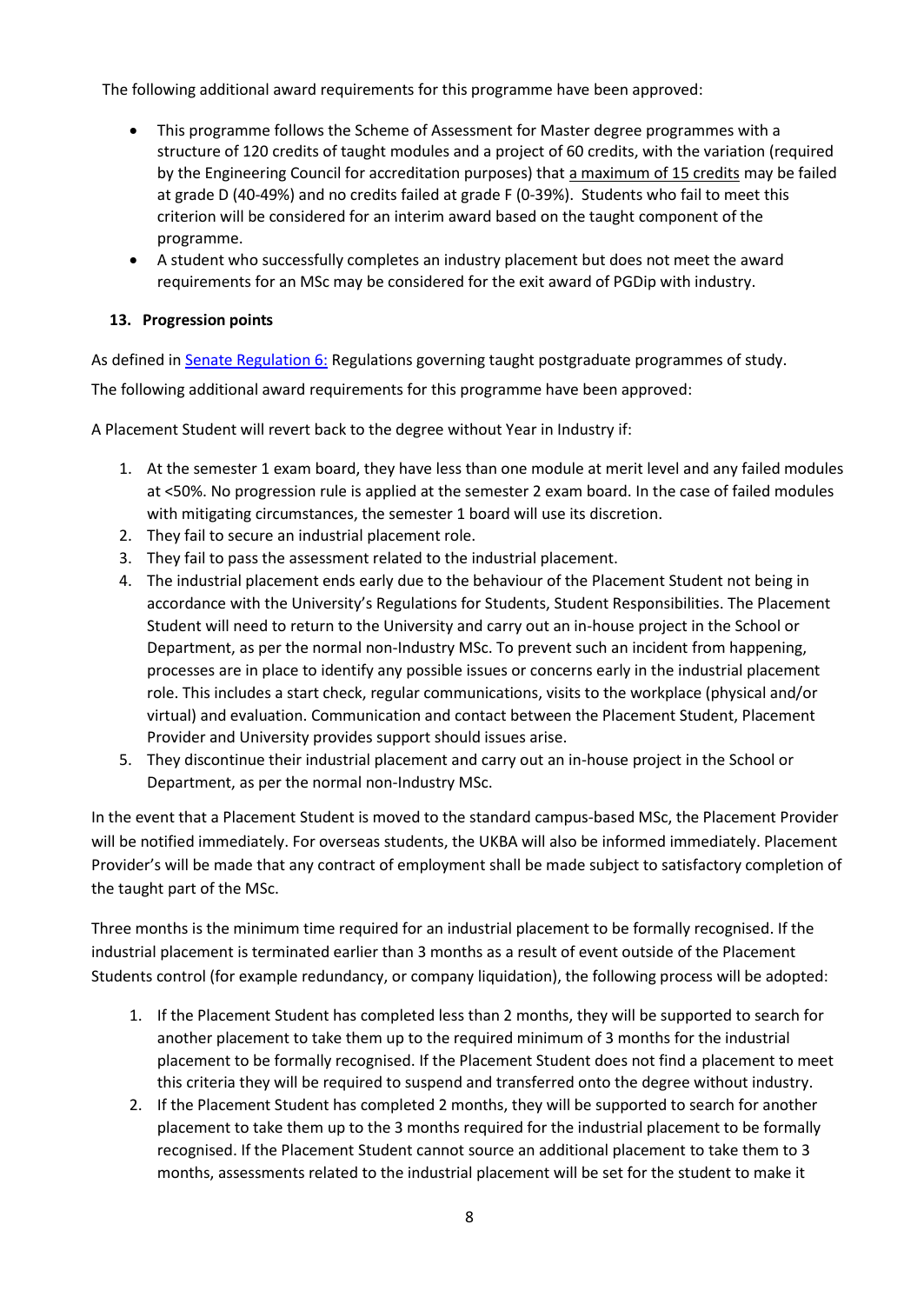The following additional award requirements for this programme have been approved:

- This programme follows the Scheme of Assessment for Master degree programmes with a structure of 120 credits of taught modules and a project of 60 credits, with the variation (required by the Engineering Council for accreditation purposes) that a maximum of 15 credits may be failed at grade D (40-49%) and no credits failed at grade F (0-39%). Students who fail to meet this criterion will be considered for an interim award based on the taught component of the programme.
- A student who successfully completes an industry placement but does not meet the award requirements for an MSc may be considered for the exit award of PGDip with industry.

## 13. Progression points

As defined in Senate Regulation 6: Regulations governing taught postgraduate programmes of study.

The following additional award requirements for this programme have been approved:

A Placement Student will revert back to the degree without Year in Industry if:

1. At the semester 1 exam board, they have less than one module at merit level and any failed modules at <50%. No progression rule is applied at the semester 2 exam board. In the case of failed modules with mitigating circumstances, the semester 1 board will use its discretion.
2. They fail to secure an industrial placement role.
3. They fail to pass the assessment related to the industrial placement.
4. The industrial placement ends early due to the behaviour of the Placement Student not being in accordance with the University's Regulations for Students, Student Responsibilities. The Placement Student will need to return to the University and carry out an in-house project in the School or Department, as per the normal non-Industry MSc. To prevent such an incident from happening, processes are in place to identify any possible issues or concerns early in the industrial placement role. This includes a start check, regular communications, visits to the workplace (physical and/or virtual) and evaluation. Communication and contact between the Placement Student, Placement Provider and University provides support should issues arise.
5. They discontinue their industrial placement and carry out an in-house project in the School or Department, as per the normal non-Industry MSc.

In the event that a Placement Student is moved to the standard campus-based MSc, the Placement Provider will be notified immediately. For overseas students, the UKBA will also be informed immediately. Placement Provider's will be made that any contract of employment shall be made subject to satisfactory completion of the taught part of the MSc.

Three months is the minimum time required for an industrial placement to be formally recognised. If the industrial placement is terminated earlier than 3 months as a result of event outside of the Placement Students control (for example redundancy, or company liquidation), the following process will be adopted:

1. If the Placement Student has completed less than 2 months, they will be supported to search for another placement to take them up to the required minimum of 3 months for the industrial placement to be formally recognised. If the Placement Student does not find a placement to meet this criteria they will be required to suspend and transferred onto the degree without industry.
2. If the Placement Student has completed 2 months, they will be supported to search for another placement to take them up to the 3 months required for the industrial placement to be formally recognised. If the Placement Student cannot source an additional placement to take them to 3 months, assessments related to the industrial placement will be set for the student to make it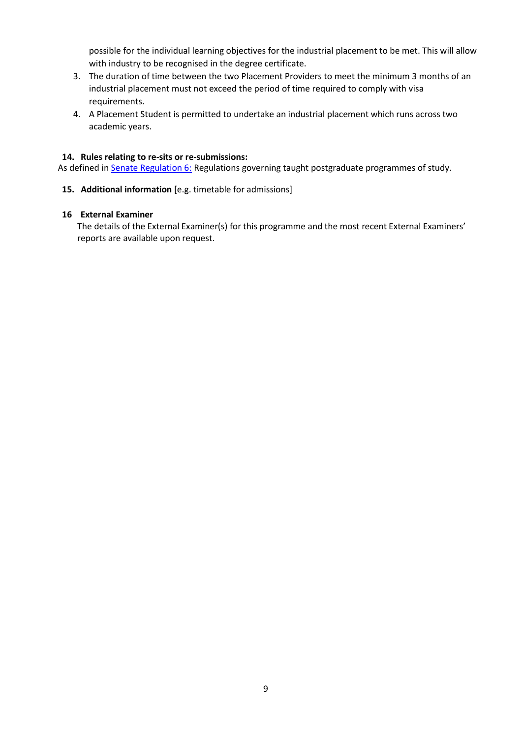possible for the individual learning objectives for the industrial placement to be met. This will allow with industry to be recognised in the degree certificate.

3. The duration of time between the two Placement Providers to meet the minimum 3 months of an industrial placement must not exceed the period of time required to comply with visa requirements.
4. A Placement Student is permitted to undertake an industrial placement which runs across two academic years.

**14. Rules relating to re-sits or re-submissions:**

As defined in [Senate Regulation 6:](#) Regulations governing taught postgraduate programmes of study.

**15. Additional information** [e.g. timetable for admissions]

**16 External Examiner**

The details of the External Examiner(s) for this programme and the most recent External Examiners' reports are available upon request.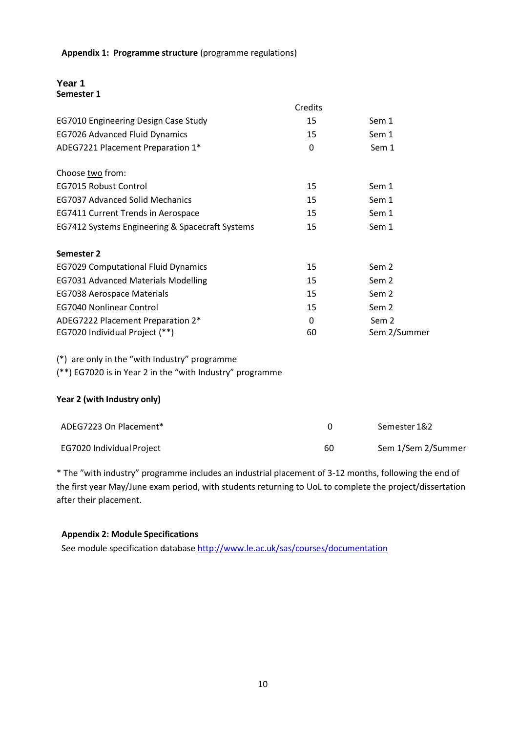**Appendix 1: Programme structure** (programme regulations)

### Year 1

**Semester 1**

| | Credits | |
|---|---|---|
| EG7010 Engineering Design Case Study | 15 | Sem 1 |
| EG7026 Advanced Fluid Dynamics | 15 | Sem 1 |
| ADEG7221 Placement Preparation 1* | 0 | Sem 1 |
| | | |
| Choose two from: | | |
| EG7015 Robust Control | 15 | Sem 1 |
| EG7037 Advanced Solid Mechanics | 15 | Sem 1 |
| EG7411 Current Trends in Aerospace | 15 | Sem 1 |
| EG7412 Systems Engineering & Spacecraft Systems | 15 | Sem 1 |

**Semester 2**

| | | |
|---|---|---|
| EG7029 Computational Fluid Dynamics | 15 | Sem 2 |
| EG7031 Advanced Materials Modelling | 15 | Sem 2 |
| EG7038 Aerospace Materials | 15 | Sem 2 |
| EG7040 Nonlinear Control | 15 | Sem 2 |
| ADEG7222 Placement Preparation 2* | 0 | Sem 2 |
| EG7020 Individual Project (**) | 60 | Sem 2/Summer |

(*) are only in the "with Industry" programme

(**) EG7020 is in Year 2 in the "with Industry" programme

**Year 2 (with Industry only)**

| | | |
|---|---|---|
| ADEG7223 On Placement* | 0 | Semester 1&2 |
| EG7020 Individual Project | 60 | Sem 1/Sem 2/Summer |

* The "with industry" programme includes an industrial placement of 3-12 months, following the end of the first year May/June exam period, with students returning to UoL to complete the project/dissertation after their placement.

**Appendix 2: Module Specifications**

See module specification database http://www.le.ac.uk/sas/courses/documentation